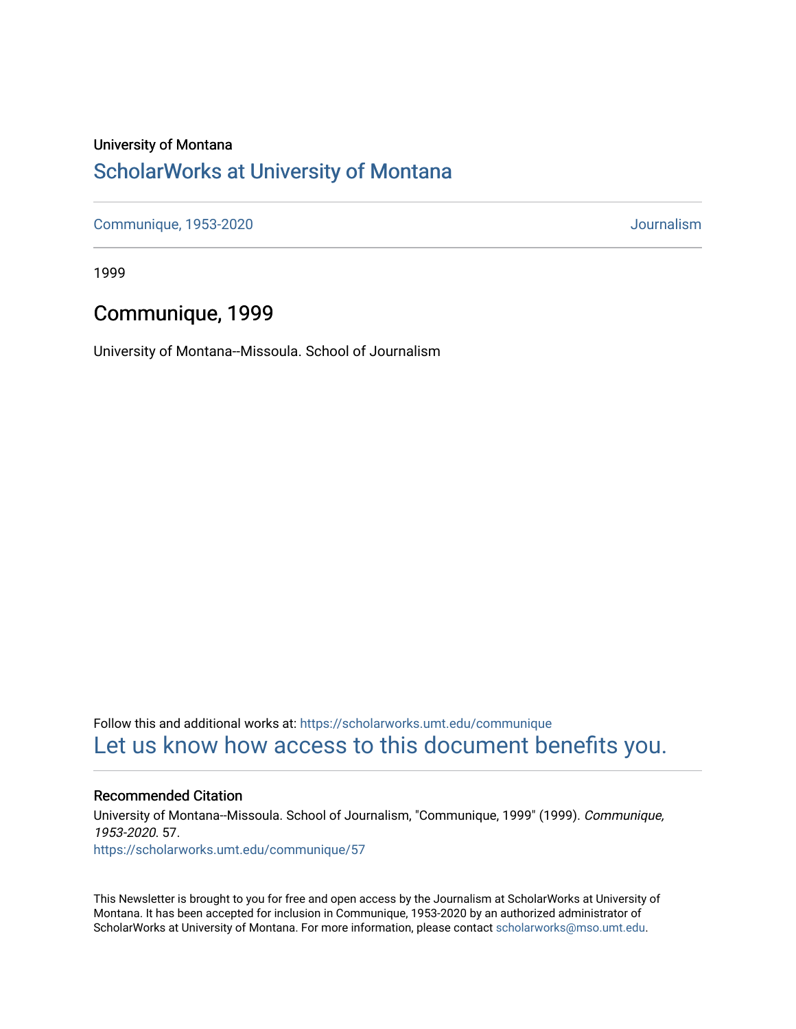University of Montana

# ScholarWorks at University of Montana

Communique, 1953-2020 | Journalism

1999

## Communique, 1999

University of Montana--Missoula. School of Journalism

Follow this and additional works at: https://scholarworks.umt.edu/communique

Let us know how access to this document benefits you.

### Recommended Citation

University of Montana--Missoula. School of Journalism, "Communique, 1999" (1999). *Communique, 1953-2020*. 57.

https://scholarworks.umt.edu/communique/57

This Newsletter is brought to you for free and open access by the Journalism at ScholarWorks at University of Montana. It has been accepted for inclusion in Communique, 1953-2020 by an authorized administrator of ScholarWorks at University of Montana. For more information, please contact scholarworks@mso.umt.edu.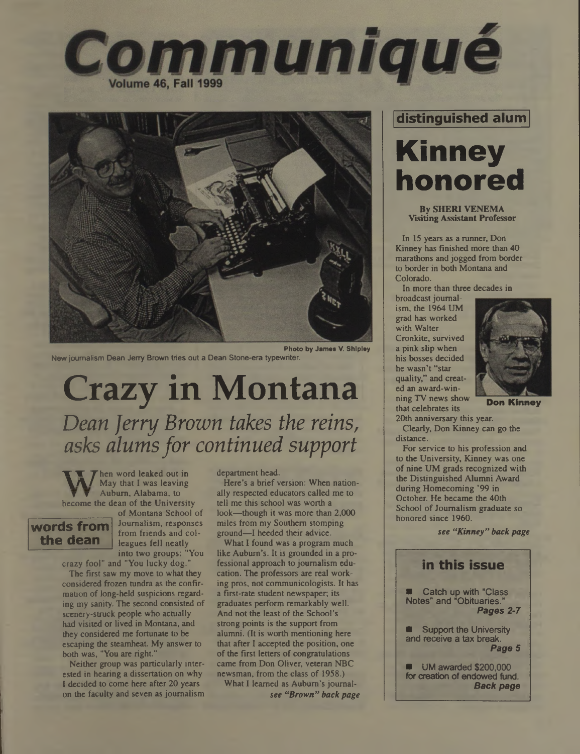# Communiqué

**Volume 46, Fall 1999**

Photo by James V. Shipley

New journalism Dean Jerry Brown tries out a Dean Stone-era typewriter.

# Crazy in Montana

## *Dean Jerry Brown takes the reins, asks alums for continued support*

**words from the dean**

When word leaked out in May that I was leaving Auburn, Alabama, to become the dean of the University of Montana School of Journalism, responses from friends and colleagues fell neatly into two groups: "You crazy fool" and "You lucky dog."

The first saw my move to what they considered frozen tundra as the confirmation of long-held suspicions regarding my sanity. The second consisted of scenery-struck people who actually had visited or lived in Montana, and they considered me fortunate to be escaping the steamheat. My answer to both was, "You are right."

Neither group was particularly interested in hearing a dissertation on why I decided to come here after 20 years on the faculty and seven as journalism department head.

Here's a brief version: When nationally respected educators called me to tell me this school was worth a look—though it was more than 2,000 miles from my Southern stomping ground—I heeded their advice.

What I found was a program much like Auburn's. It is grounded in a professional approach to journalism education. The professors are real working pros, not communicologists. It has a first-rate student newspaper; its graduates perform remarkably well. And not the least of the School's strong points is the support from alumni. (It is worth mentioning here that after I accepted the position, one of the first letters of congratulations came from Don Oliver, veteran NBC newsman, from the class of 1958.)

What I learned as Auburn's journal-

*see "Brown" back page*

**distinguished alum**

# Kinney honored

**By SHERI VENEMA**
**Visiting Assistant Professor**

In 15 years as a runner, Don Kinney has finished more than 40 marathons and jogged from border to border in both Montana and Colorado.

In more than three decades in broadcast journalism, the 1964 UM grad has worked with Walter Cronkite, survived a pink slip when his bosses decided he wasn't "star quality," and created an award-winning TV news show that celebrates its 20th anniversary this year.

**Don Kinney**

Clearly, Don Kinney can go the distance.

For service to his profession and to the University, Kinney was one of nine UM grads recognized with the Distinguished Alumni Award during Homecoming '99 in October. He became the 40th School of Journalism graduate so honored since 1960.

*see "Kinney" back page*

### in this issue

- Catch up with "Class Notes" and "Obituaries." ***Pages 2-7***
- Support the University and receive a tax break. ***Page 5***
- UM awarded $200,000 for creation of endowed fund. ***Back page***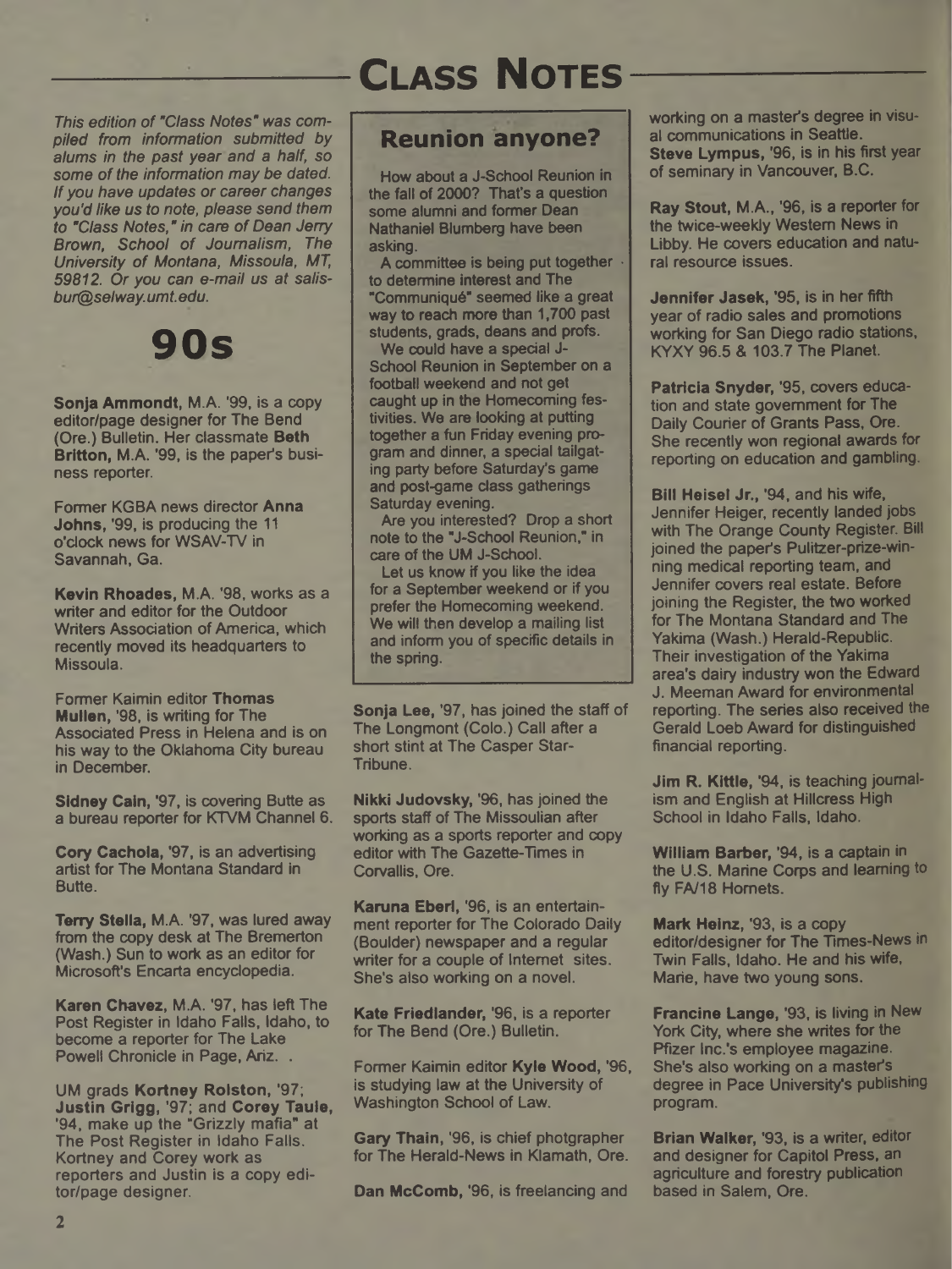# Class Notes

*This edition of "Class Notes" was compiled from information submitted by alums in the past year and a half, so some of the information may be dated. If you have updates or career changes you'd like us to note, please send them to "Class Notes," in care of Dean Jerry Brown, School of Journalism, The University of Montana, Missoula, MT, 59812. Or you can e-mail us at salisbur@selway.umt.edu.*

## 90s

**Sonja Ammondt,** M.A. '99, is a copy editor/page designer for The Bend (Ore.) Bulletin. Her classmate **Beth Britton,** M.A. '99, is the paper's business reporter.

Former KGBA news director **Anna Johns,** '99, is producing the 11 o'clock news for WSAV-TV in Savannah, Ga.

**Kevin Rhoades,** M.A. '98, works as a writer and editor for the Outdoor Writers Association of America, which recently moved its headquarters to Missoula.

Former Kaimin editor **Thomas Mullen,** '98, is writing for The Associated Press in Helena and is on his way to the Oklahoma City bureau in December.

**Sidney Cain,** '97, is covering Butte as a bureau reporter for KTVM Channel 6.

**Cory Cachola,** '97, is an advertising artist for The Montana Standard in Butte.

**Terry Stella,** M.A. '97, was lured away from the copy desk at The Bremerton (Wash.) Sun to work as an editor for Microsoft's Encarta encyclopedia.

**Karen Chavez,** M.A. '97, has left The Post Register in Idaho Falls, Idaho, to become a reporter for The Lake Powell Chronicle in Page, Ariz. .

UM grads **Kortney Rolston,** '97; **Justin Grigg,** '97; and **Corey Taule,** '94, make up the "Grizzly mafia" at The Post Register in Idaho Falls. Kortney and Corey work as reporters and Justin is a copy editor/page designer.

### Reunion anyone?

How about a J-School Reunion in the fall of 2000? That's a question some alumni and former Dean Nathaniel Blumberg have been asking.

A committee is being put together to determine interest and The "Communiqué" seemed like a great way to reach more than 1,700 past students, grads, deans and profs.

We could have a special J-School Reunion in September on a football weekend and not get caught up in the Homecoming festivities. We are looking at putting together a fun Friday evening program and dinner, a special tailgating party before Saturday's game and post-game class gatherings Saturday evening.

Are you interested? Drop a short note to the "J-School Reunion," in care of the UM J-School.

Let us know if you like the idea for a September weekend or if you prefer the Homecoming weekend. We will then develop a mailing list and inform you of specific details in the spring.

**Sonja Lee,** '97, has joined the staff of The Longmont (Colo.) Call after a short stint at The Casper Star-Tribune.

**Nikki Judovsky,** '96, has joined the sports staff of The Missoulian after working as a sports reporter and copy editor with The Gazette-Times in Corvallis, Ore.

**Karuna Eberl,** '96, is an entertainment reporter for The Colorado Daily (Boulder) newspaper and a regular writer for a couple of Internet sites. She's also working on a novel.

**Kate Friedlander,** '96, is a reporter for The Bend (Ore.) Bulletin.

Former Kaimin editor **Kyle Wood,** '96, is studying law at the University of Washington School of Law.

**Gary Thain,** '96, is chief photgrapher for The Herald-News in Klamath, Ore.

**Dan McComb,** '96, is freelancing and working on a master's degree in visual communications in Seattle.

**Steve Lympus,** '96, is in his first year of seminary in Vancouver, B.C.

**Ray Stout,** M.A., '96, is a reporter for the twice-weekly Western News in Libby. He covers education and natural resource issues.

**Jennifer Jasek,** '95, is in her fifth year of radio sales and promotions working for San Diego radio stations, KYXY 96.5 & 103.7 The Planet.

**Patricia Snyder,** '95, covers education and state government for The Daily Courier of Grants Pass, Ore. She recently won regional awards for reporting on education and gambling.

**Bill Heisel Jr.,** '94, and his wife, Jennifer Heiger, recently landed jobs with The Orange County Register. Bill joined the paper's Pulitzer-prize-winning medical reporting team, and Jennifer covers real estate. Before joining the Register, the two worked for The Montana Standard and The Yakima (Wash.) Herald-Republic. Their investigation of the Yakima area's dairy industry won the Edward J. Meeman Award for environmental reporting. The series also received the Gerald Loeb Award for distinguished financial reporting.

**Jim R. Kittle,** '94, is teaching journalism and English at Hillcress High School in Idaho Falls, Idaho.

**William Barber,** '94, is a captain in the U.S. Marine Corps and learning to fly FA/18 Hornets.

**Mark Heinz,** '93, is a copy editor/designer for The Times-News in Twin Falls, Idaho. He and his wife, Marie, have two young sons.

**Francine Lange,** '93, is living in New York City, where she writes for the Pfizer Inc.'s employee magazine. She's also working on a master's degree in Pace University's publishing program.

**Brian Walker,** '93, is a writer, editor and designer for Capitol Press, an agriculture and forestry publication based in Salem, Ore.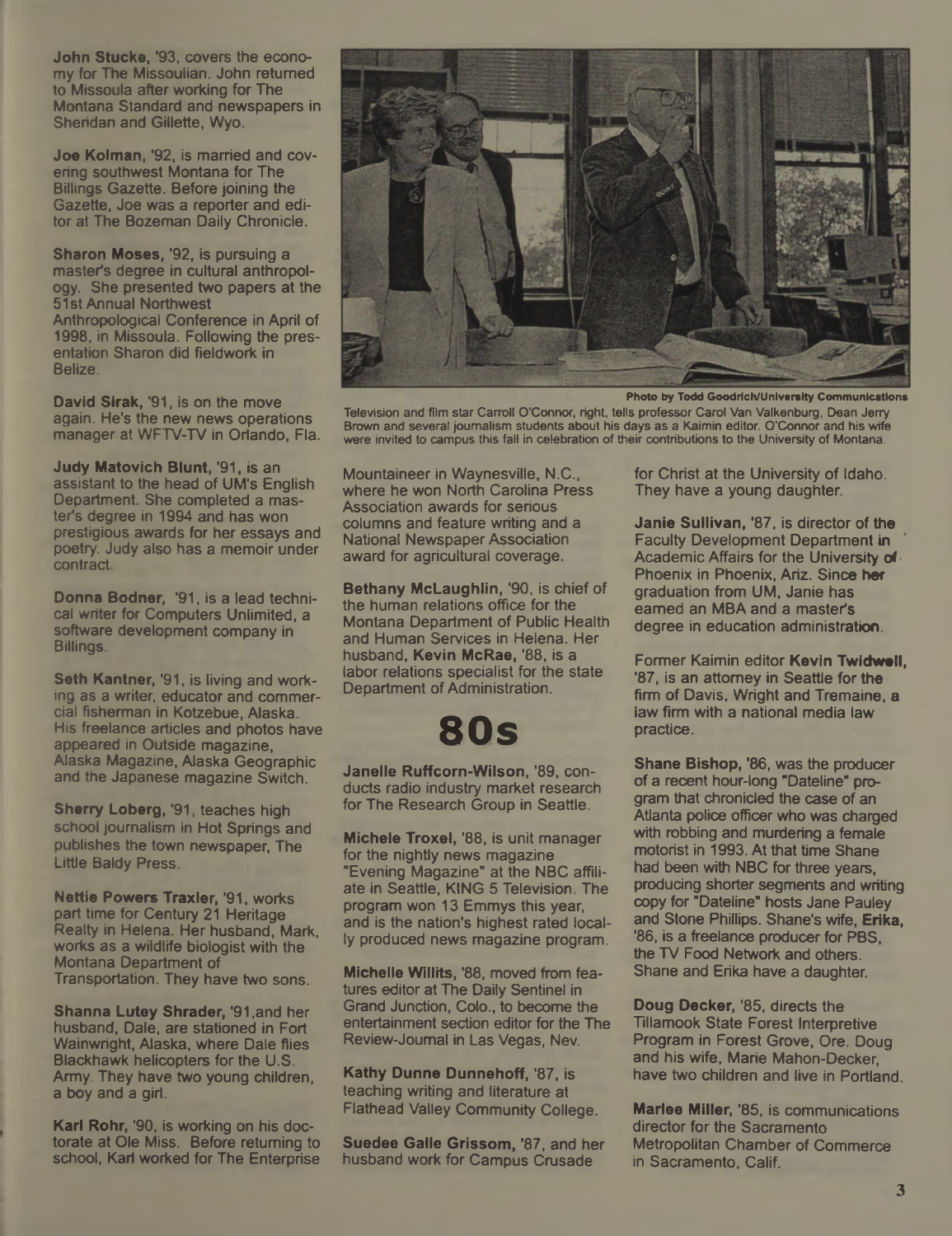**John Stucke**, '93, covers the economy for The Missoulian. John returned to Missoula after working for The Montana Standard and newspapers in Sheridan and Gillette, Wyo.

**Joe Kolman**, '92, is married and covering southwest Montana for The Billings Gazette. Before joining the Gazette, Joe was a reporter and editor at The Bozeman Daily Chronicle.

**Sharon Moses**, '92, is pursuing a master's degree in cultural anthropology. She presented two papers at the 51st Annual Northwest Anthropological Conference in April of 1998, in Missoula. Following the presentation Sharon did fieldwork in Belize.

**David Sirak**, '91, is on the move again. He's the new news operations manager at WFTV-TV in Orlando, Fla.

**Judy Matovich Blunt**, '91, is an assistant to the head of UM's English Department. She completed a master's degree in 1994 and has won prestigious awards for her essays and poetry. Judy also has a memoir under contract.

**Donna Bodner**, '91, is a lead technical writer for Computers Unlimited, a software development company in Billings.

**Seth Kantner**, '91, is living and working as a writer, educator and commercial fisherman in Kotzebue, Alaska. His freelance articles and photos have appeared in Outside magazine, Alaska Magazine, Alaska Geographic and the Japanese magazine Switch.

**Sherry Loberg**, '91, teaches high school journalism in Hot Springs and publishes the town newspaper, The Little Baldy Press.

**Nettie Powers Traxler**, '91, works part time for Century 21 Heritage Realty in Helena. Her husband, Mark, works as a wildlife biologist with the Montana Department of Transportation. They have two sons.

**Shanna Lutey Shrader**, '91,and her husband, Dale, are stationed in Fort Wainwright, Alaska, where Dale flies Blackhawk helicopters for the U.S. Army. They have two young children, a boy and a girl.

**Karl Rohr**, '90, is working on his doctorate at Ole Miss. Before returning to school, Karl worked for The Enterprise Mountaineer in Waynesville, N.C., where he won North Carolina Press Association awards for serious columns and feature writing and a National Newspaper Association award for agricultural coverage.

Photo by Todd Goodrich/University Communications

Television and film star Carroll O'Connor, right, tells professor Carol Van Valkenburg, Dean Jerry Brown and several journalism students about his days as a Kaimin editor. O'Connor and his wife were invited to campus this fall in celebration of their contributions to the University of Montana.

**Bethany McLaughlin**, '90, is chief of the human relations office for the Montana Department of Public Health and Human Services in Helena. Her husband, **Kevin McRae**, '88, is a labor relations specialist for the state Department of Administration.

# 80s

**Janelle Ruffcorn-Wilson**, '89, conducts radio industry market research for The Research Group in Seattle.

**Michele Troxel**, '88, is unit manager for the nightly news magazine "Evening Magazine" at the NBC affiliate in Seattle, KING 5 Television. The program won 13 Emmys this year, and is the nation's highest rated locally produced news magazine program.

**Michelle Willits**, '88, moved from features editor at The Daily Sentinel in Grand Junction, Colo., to become the entertainment section editor for the The Review-Journal in Las Vegas, Nev.

**Kathy Dunne Dunnehoff**, '87, is teaching writing and literature at Flathead Valley Community College.

**Suedee Galle Grissom**, '87, and her husband work for Campus Crusade for Christ at the University of Idaho. They have a young daughter.

**Janie Sullivan**, '87, is director of the Faculty Development Department in Academic Affairs for the University of Phoenix in Phoenix, Ariz. Since her graduation from UM, Janie has earned an MBA and a master's degree in education administration.

Former Kaimin editor **Kevin Twidwell**, '87, is an attorney in Seattle for the firm of Davis, Wright and Tremaine, a law firm with a national media law practice.

**Shane Bishop**, '86, was the producer of a recent hour-long "Dateline" program that chronicled the case of an Atlanta police officer who was charged with robbing and murdering a female motorist in 1993. At that time Shane had been with NBC for three years, producing shorter segments and writing copy for "Dateline" hosts Jane Pauley and Stone Phillips. Shane's wife, **Erika**, '86, is a freelance producer for PBS, the TV Food Network and others. Shane and Erika have a daughter.

**Doug Decker**, '85, directs the Tillamook State Forest Interpretive Program in Forest Grove, Ore. Doug and his wife, Marie Mahon-Decker, have two children and live in Portland.

**Marlee Miller**, '85, is communications director for the Sacramento Metropolitan Chamber of Commerce in Sacramento, Calif.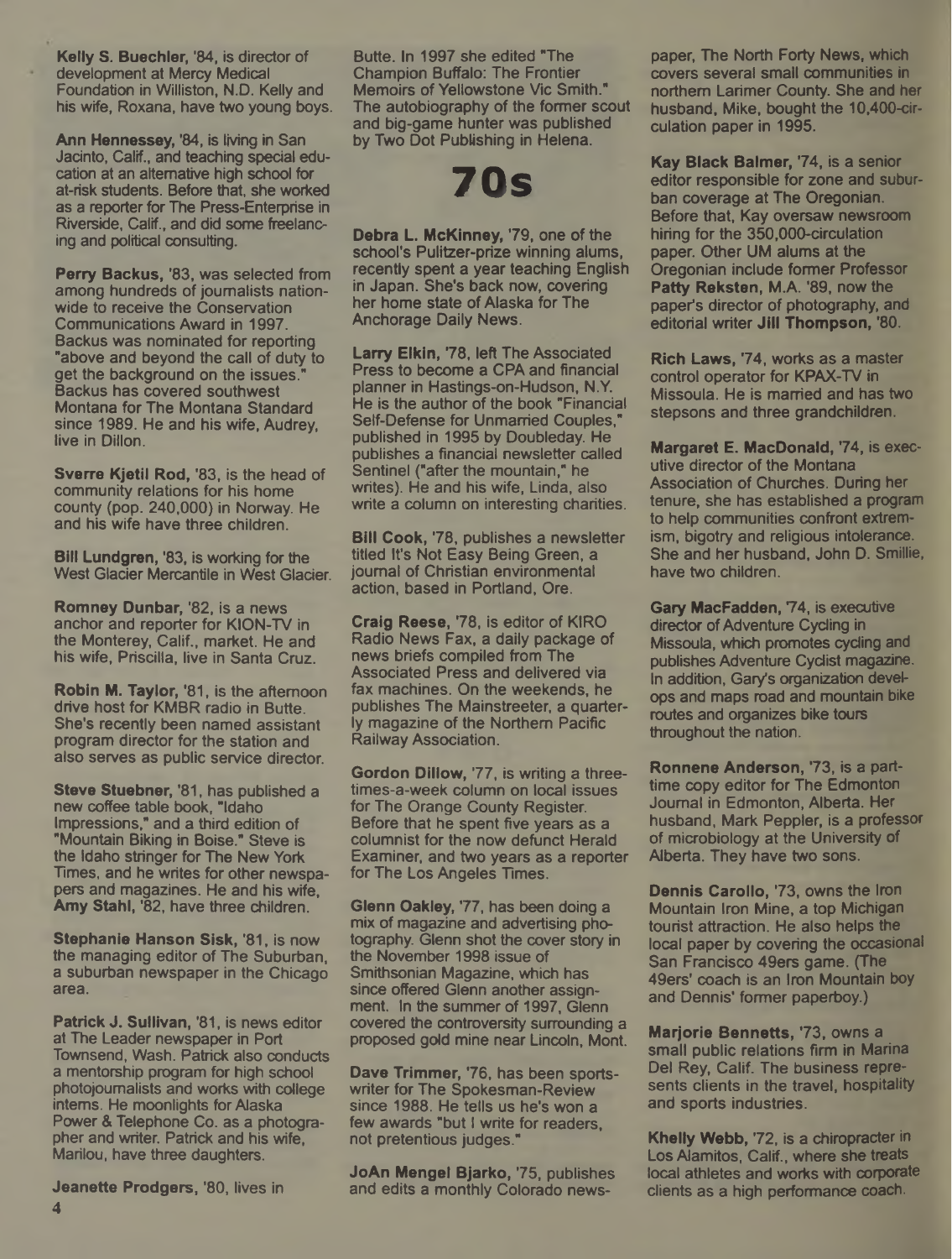**Kelly S. Buechler**, '84, is director of development at Mercy Medical Foundation in Williston, N.D. Kelly and his wife, Roxana, have two young boys.

**Ann Hennessey**, '84, is living in San Jacinto, Calif., and teaching special education at an alternative high school for at-risk students. Before that, she worked as a reporter for The Press-Enterprise in Riverside, Calif., and did some freelancing and political consulting.

**Perry Backus**, '83, was selected from among hundreds of journalists nationwide to receive the Conservation Communications Award in 1997. Backus was nominated for reporting "above and beyond the call of duty to get the background on the issues." Backus has covered southwest Montana for The Montana Standard since 1989. He and his wife, Audrey, live in Dillon.

**Sverre Kjetil Rod**, '83, is the head of community relations for his home county (pop. 240,000) in Norway. He and his wife have three children.

**Bill Lundgren**, '83, is working for the West Glacier Mercantile in West Glacier.

**Romney Dunbar**, '82, is a news anchor and reporter for KION-TV in the Monterey, Calif., market. He and his wife, Priscilla, live in Santa Cruz.

**Robin M. Taylor**, '81, is the afternoon drive host for KMBR radio in Butte. She's recently been named assistant program director for the station and also serves as public service director.

**Steve Stuebner**, '81, has published a new coffee table book, "Idaho Impressions," and a third edition of "Mountain Biking in Boise." Steve is the Idaho stringer for The New York Times, and he writes for other newspapers and magazines. He and his wife, **Amy Stahl**, '82, have three children.

**Stephanie Hanson Sisk**, '81, is now the managing editor of The Suburban, a suburban newspaper in the Chicago area.

**Patrick J. Sullivan**, '81, is news editor at The Leader newspaper in Port Townsend, Wash. Patrick also conducts a mentorship program for high school photojournalists and works with college interns. He moonlights for Alaska Power & Telephone Co. as a photographer and writer. Patrick and his wife, Marilou, have three daughters.

**Jeanette Prodgers**, '80, lives in Butte. In 1997 she edited "The Champion Buffalo: The Frontier Memoirs of Yellowstone Vic Smith." The autobiography of the former scout and big-game hunter was published by Two Dot Publishing in Helena.

# 70s

**Debra L. McKinney**, '79, one of the school's Pulitzer-prize winning alums, recently spent a year teaching English in Japan. She's back now, covering her home state of Alaska for The Anchorage Daily News.

**Larry Elkin**, '78, left The Associated Press to become a CPA and financial planner in Hastings-on-Hudson, N.Y. He is the author of the book "Financial Self-Defense for Unmarried Couples," published in 1995 by Doubleday. He publishes a financial newsletter called Sentinel ("after the mountain," he writes). He and his wife, Linda, also write a column on interesting charities.

**Bill Cook**, '78, publishes a newsletter titled It's Not Easy Being Green, a journal of Christian environmental action, based in Portland, Ore.

**Craig Reese**, '78, is editor of KIRO Radio News Fax, a daily package of news briefs compiled from The Associated Press and delivered via fax machines. On the weekends, he publishes The Mainstreeter, a quarterly magazine of the Northern Pacific Railway Association.

**Gordon Dillow**, '77, is writing a three-times-a-week column on local issues for The Orange County Register. Before that he spent five years as a columnist for the now defunct Herald Examiner, and two years as a reporter for The Los Angeles Times.

**Glenn Oakley**, '77, has been doing a mix of magazine and advertising photography. Glenn shot the cover story in the November 1998 issue of Smithsonian Magazine, which has since offered Glenn another assignment. In the summer of 1997, Glenn covered the controversity surrounding a proposed gold mine near Lincoln, Mont.

**Dave Trimmer**, '76, has been sportswriter for The Spokesman-Review since 1988. He tells us he's won a few awards "but I write for readers, not pretentious judges."

**JoAn Mengel Bjarko**, '75, publishes and edits a monthly Colorado newspaper, The North Forty News, which covers several small communities in northern Larimer County. She and her husband, Mike, bought the 10,400-circulation paper in 1995.

**Kay Black Balmer**, '74, is a senior editor responsible for zone and suburban coverage at The Oregonian. Before that, Kay oversaw newsroom hiring for the 350,000-circulation paper. Other UM alums at the Oregonian include former Professor **Patty Reksten**, M.A. '89, now the paper's director of photography, and editorial writer **Jill Thompson**, '80.

**Rich Laws**, '74, works as a master control operator for KPAX-TV in Missoula. He is married and has two stepsons and three grandchildren.

**Margaret E. MacDonald**, '74, is executive director of the Montana Association of Churches. During her tenure, she has established a program to help communities confront extremism, bigotry and religious intolerance. She and her husband, John D. Smillie, have two children.

**Gary MacFadden**, '74, is executive director of Adventure Cycling in Missoula, which promotes cycling and publishes Adventure Cyclist magazine. In addition, Gary's organization develops and maps road and mountain bike routes and organizes bike tours throughout the nation.

**Ronnene Anderson**, '73, is a part-time copy editor for The Edmonton Journal in Edmonton, Alberta. Her husband, Mark Peppler, is a professor of microbiology at the University of Alberta. They have two sons.

**Dennis Carollo**, '73, owns the Iron Mountain Iron Mine, a top Michigan tourist attraction. He also helps the local paper by covering the occasional San Francisco 49ers game. (The 49ers' coach is an Iron Mountain boy and Dennis' former paperboy.)

**Marjorie Bennetts**, '73, owns a small public relations firm in Marina Del Rey, Calif. The business represents clients in the travel, hospitality and sports industries.

**Khelly Webb**, '72, is a chiropracter in Los Alamitos, Calif., where she treats local athletes and works with corporate clients as a high performance coach.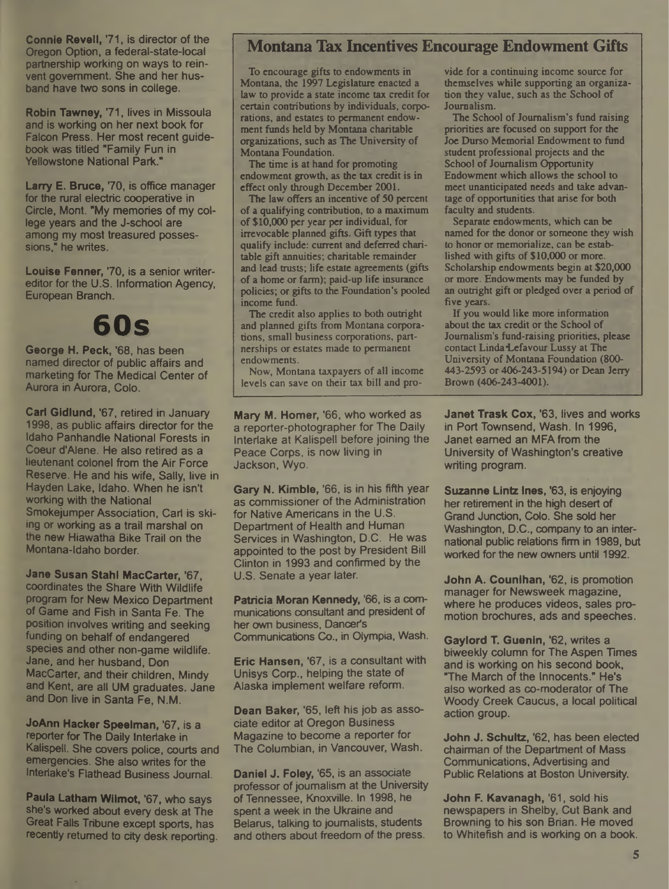**Connie Revell**, '71, is director of the Oregon Option, a federal-state-local partnership working on ways to reinvent government. She and her husband have two sons in college.

**Robin Tawney**, '71, lives in Missoula and is working on her next book for Falcon Press. Her most recent guidebook was titled "Family Fun in Yellowstone National Park."

**Larry E. Bruce**, '70, is office manager for the rural electric cooperative in Circle, Mont. "My memories of my college years and the J-school are among my most treasured possessions," he writes.

**Louise Fenner**, '70, is a senior writer-editor for the U.S. Information Agency, European Branch.

## Montana Tax Incentives Encourage Endowment Gifts

To encourage gifts to endowments in Montana, the 1997 Legislature enacted a law to provide a state income tax credit for certain contributions by individuals, corporations, and estates to permanent endowment funds held by Montana charitable organizations, such as The University of Montana Foundation.

The time is at hand for promoting endowment growth, as the tax credit is in effect only through December 2001.

The law offers an incentive of 50 percent of a qualifying contribution, to a maximum of $10,000 per year per individual, for irrevocable planned gifts. Gift types that qualify include: current and deferred charitable gift annuities; charitable remainder and lead trusts; life estate agreements (gifts of a home or farm); paid-up life insurance policies; or gifts to the Foundation's pooled income fund.

The credit also applies to both outright and planned gifts from Montana corporations, small business corporations, partnerships or estates made to permanent endowments.

Now, Montana taxpayers of all income levels can save on their tax bill and provide for a continuing income source for themselves while supporting an organization they value, such as the School of Journalism.

The School of Journalism's fund raising priorities are focused on support for the Joe Durso Memorial Endowment to fund student professional projects and the School of Journalism Opportunity Endowment which allows the school to meet unanticipated needs and take advantage of opportunities that arise for both faculty and students.

Separate endowments, which can be named for the donor or someone they wish to honor or memorialize, can be established with gifts of $10,000 or more. Scholarship endowments begin at $20,000 or more. Endowments may be funded by an outright gift or pledged over a period of five years.

If you would like more information about the tax credit or the School of Journalism's fund-raising priorities, please contact Linda Lefavour Lussy at The University of Montana Foundation (800-443-2593 or 406-243-5194) or Dean Jerry Brown (406-243-4001).

# 60s

**George H. Peck**, '68, has been named director of public affairs and marketing for The Medical Center of Aurora in Aurora, Colo.

**Carl Gidlund**, '67, retired in January 1998, as public affairs director for the Idaho Panhandle National Forests in Coeur d'Alene. He also retired as a lieutenant colonel from the Air Force Reserve. He and his wife, Sally, live in Hayden Lake, Idaho. When he isn't working with the National Smokejumper Association, Carl is skiing or working as a trail marshal on the new Hiawatha Bike Trail on the Montana-Idaho border.

**Jane Susan Stahl MacCarter**, '67, coordinates the Share With Wildlife program for New Mexico Department of Game and Fish in Santa Fe. The position involves writing and seeking funding on behalf of endangered species and other non-game wildlife. Jane, and her husband, Don MacCarter, and their children, Mindy and Kent, are all UM graduates. Jane and Don live in Santa Fe, N.M.

**JoAnn Hacker Speelman**, '67, is a reporter for The Daily Interlake in Kalispell. She covers police, courts and emergencies. She also writes for the Interlake's Flathead Business Journal.

**Paula Latham Wilmot**, '67, who says she's worked about every desk at The Great Falls Tribune except sports, has recently returned to city desk reporting.

**Mary M. Homer**, '66, who worked as a reporter-photographer for The Daily Interlake at Kalispell before joining the Peace Corps, is now living in Jackson, Wyo.

**Gary N. Kimble**, '66, is in his fifth year as commissioner of the Administration for Native Americans in the U.S. Department of Health and Human Services in Washington, D.C. He was appointed to the post by President Bill Clinton in 1993 and confirmed by the U.S. Senate a year later.

**Patricia Moran Kennedy**, '66, is a communications consultant and president of her own business, Dancer's Communications Co., in Olympia, Wash.

**Eric Hansen**, '67, is a consultant with Unisys Corp., helping the state of Alaska implement welfare reform.

**Dean Baker**, '65, left his job as associate editor at Oregon Business Magazine to become a reporter for The Columbian, in Vancouver, Wash.

**Daniel J. Foley**, '65, is an associate professor of journalism at the University of Tennessee, Knoxville. In 1998, he spent a week in the Ukraine and Belarus, talking to journalists, students and others about freedom of the press.

**Janet Trask Cox**, '63, lives and works in Port Townsend, Wash. In 1996, Janet earned an MFA from the University of Washington's creative writing program.

**Suzanne Lintz Ines**, '63, is enjoying her retirement in the high desert of Grand Junction, Colo. She sold her Washington, D.C., company to an international public relations firm in 1989, but worked for the new owners until 1992.

**John A. Counihan**, '62, is promotion manager for Newsweek magazine, where he produces videos, sales promotion brochures, ads and speeches.

**Gaylord T. Guenin**, '62, writes a biweekly column for The Aspen Times and is working on his second book, "The March of the Innocents." He's also worked as co-moderator of The Woody Creek Caucus, a local political action group.

**John J. Schultz**, '62, has been elected chairman of the Department of Mass Communications, Advertising and Public Relations at Boston University.

**John F. Kavanagh**, '61, sold his newspapers in Shelby, Cut Bank and Browning to his son Brian. He moved to Whitefish and is working on a book.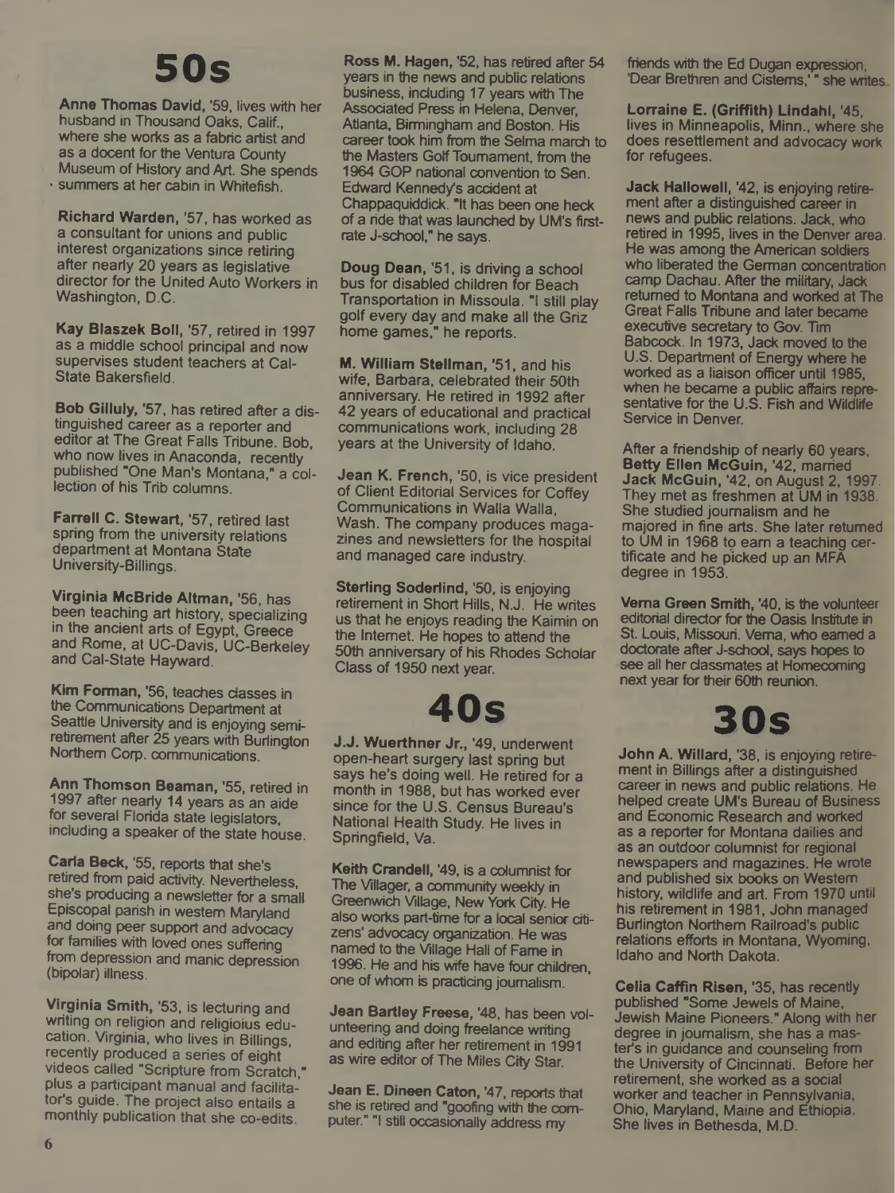# 50s

**Anne Thomas David,** '59, lives with her husband in Thousand Oaks, Calif., where she works as a fabric artist and as a docent for the Ventura County Museum of History and Art. She spends summers at her cabin in Whitefish.

**Richard Warden,** '57, has worked as a consultant for unions and public interest organizations since retiring after nearly 20 years as legislative director for the United Auto Workers in Washington, D.C.

**Kay Blaszek Boll,** '57, retired in 1997 as a middle school principal and now supervises student teachers at Cal-State Bakersfield.

**Bob Gilluly,** '57, has retired after a distinguished career as a reporter and editor at The Great Falls Tribune. Bob, who now lives in Anaconda, recently published "One Man's Montana," a collection of his Trib columns.

**Farrell C. Stewart,** '57, retired last spring from the university relations department at Montana State University-Billings.

**Virginia McBride Altman,** '56, has been teaching art history, specializing in the ancient arts of Egypt, Greece and Rome, at UC-Davis, UC-Berkeley and Cal-State Hayward.

**Kim Forman,** '56, teaches classes in the Communications Department at Seattle University and is enjoying semi-retirement after 25 years with Burlington Northern Corp. communications.

**Ann Thomson Beaman,** '55, retired in 1997 after nearly 14 years as an aide for several Florida state legislators, including a speaker of the state house.

**Carla Beck,** '55, reports that she's retired from paid activity. Nevertheless, she's producing a newsletter for a small Episcopal parish in western Maryland and doing peer support and advocacy for families with loved ones suffering from depression and manic depression (bipolar) illness.

**Virginia Smith,** '53, is lecturing and writing on religion and religioius education. Virginia, who lives in Billings, recently produced a series of eight videos called "Scripture from Scratch," plus a participant manual and facilitator's guide. The project also entails a monthly publication that she co-edits.

**Ross M. Hagen,** '52, has retired after 54 years in the news and public relations business, including 17 years with The Associated Press in Helena, Denver, Atlanta, Birmingham and Boston. His career took him from the Selma march to the Masters Golf Tournament, from the 1964 GOP national convention to Sen. Edward Kennedy's accident at Chappaquiddick. "It has been one heck of a ride that was launched by UM's first-rate J-school," he says.

**Doug Dean,** '51, is driving a school bus for disabled children for Beach Transportation in Missoula. "I still play golf every day and make all the Griz home games," he reports.

**M. William Stellman,** '51, and his wife, Barbara, celebrated their 50th anniversary. He retired in 1992 after 42 years of educational and practical communications work, including 28 years at the University of Idaho.

**Jean K. French,** '50, is vice president of Client Editorial Services for Coffey Communications in Walla Walla, Wash. The company produces magazines and newsletters for the hospital and managed care industry.

**Sterling Soderlind,** '50, is enjoying retirement in Short Hills, N.J. He writes us that he enjoys reading the Kaimin on the Internet. He hopes to attend the 50th anniversary of his Rhodes Scholar Class of 1950 next year.

# 40s

**J.J. Wuerthner Jr.,** '49, underwent open-heart surgery last spring but says he's doing well. He retired for a month in 1988, but has worked ever since for the U.S. Census Bureau's National Health Study. He lives in Springfield, Va.

**Keith Crandell,** '49, is a columnist for The Villager, a community weekly in Greenwich Village, New York City. He also works part-time for a local senior citizens' advocacy organization. He was named to the Village Hall of Fame in 1996. He and his wife have four children, one of whom is practicing journalism.

**Jean Bartley Freese,** '48, has been volunteering and doing freelance writing and editing after her retirement in 1991 as wire editor of The Miles City Star.

**Jean E. Dineen Caton,** '47, reports that she is retired and "goofing with the computer." "I still occasionally address my friends with the Ed Dugan expression, 'Dear Brethren and Cisterns,'" she writes.

**Lorraine E. (Griffith) Lindahl,** '45, lives in Minneapolis, Minn., where she does resettlement and advocacy work for refugees.

**Jack Hallowell,** '42, is enjoying retirement after a distinguished career in news and public relations. Jack, who retired in 1995, lives in the Denver area. He was among the American soldiers who liberated the German concentration camp Dachau. After the military, Jack returned to Montana and worked at The Great Falls Tribune and later became executive secretary to Gov. Tim Babcock. In 1973, Jack moved to the U.S. Department of Energy where he worked as a liaison officer until 1985, when he became a public affairs representative for the U.S. Fish and Wildlife Service in Denver.

After a friendship of nearly 60 years, **Betty Ellen McGuin,** '42, married **Jack McGuin,** '42, on August 2, 1997. They met as freshmen at UM in 1938. She studied journalism and he majored in fine arts. She later returned to UM in 1968 to earn a teaching certificate and he picked up an MFA degree in 1953.

**Verna Green Smith,** '40, is the volunteer editorial director for the Oasis Institute in St. Louis, Missouri. Verna, who earned a doctorate after J-school, says hopes to see all her classmates at Homecoming next year for their 60th reunion.

# 30s

**John A. Willard,** '38, is enjoying retirement in Billings after a distinguished career in news and public relations. He helped create UM's Bureau of Business and Economic Research and worked as a reporter for Montana dailies and as an outdoor columnist for regional newspapers and magazines. He wrote and published six books on Western history, wildlife and art. From 1970 until his retirement in 1981, John managed Burlington Northern Railroad's public relations efforts in Montana, Wyoming, Idaho and North Dakota.

**Celia Caffin Risen,** '35, has recently published "Some Jewels of Maine, Jewish Maine Pioneers." Along with her degree in journalism, she has a master's in guidance and counseling from the University of Cincinnati. Before her retirement, she worked as a social worker and teacher in Pennsylvania, Ohio, Maryland, Maine and Ethiopia. She lives in Bethesda, M.D.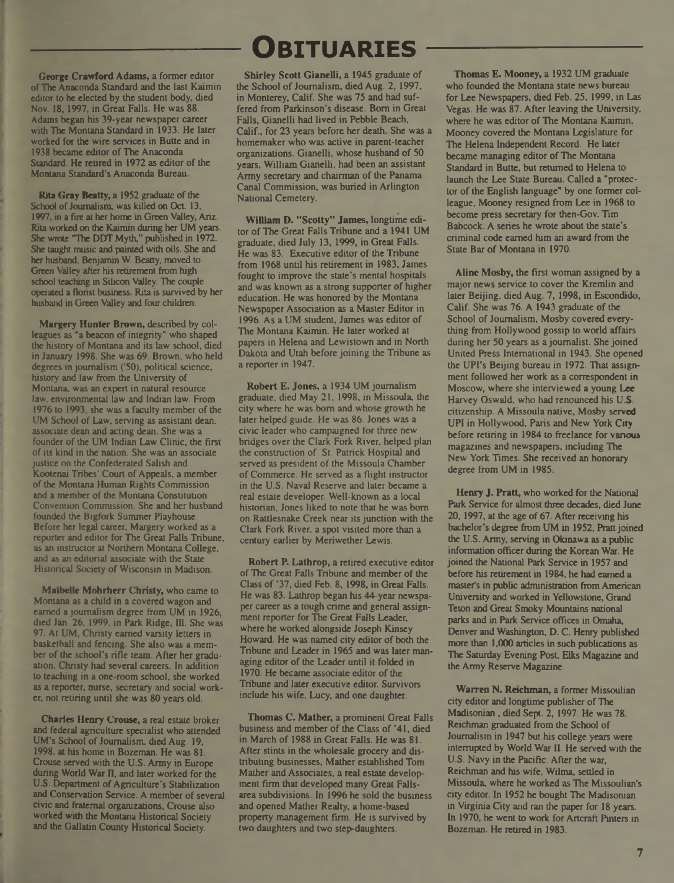# OBITUARIES

**George Crawford Adams,** a former editor of The Anaconda Standard and the last Kaimin editor to be elected by the student body, died Nov. 18, 1997, in Great Falls. He was 88. Adams began his 39-year newspaper career with The Montana Standard in 1933. He later worked for the wire services in Butte and in 1938 became editor of The Anaconda Standard. He retired in 1972 as editor of the Montana Standard's Anaconda Bureau.

**Rita Gray Beatty,** a 1952 graduate of the School of Journalism, was killed on Oct. 13, 1997, in a fire at her home in Green Valley, Ariz. Rita worked on the Kaimin during her UM years. She wrote "The DDT Myth," published in 1972. She taught music and painted with oils. She and her husband, Benjamin W. Beatty, moved to Green Valley after his retirement from high school teaching in Silicon Valley. The couple operated a florist business. Rita is survived by her husband in Green Valley and four children.

**Margery Hunter Brown,** described by colleagues as "a beacon of integrity" who shaped the history of Montana and its law school, died in January 1998. She was 69. Brown, who held degrees in journalism ('50), political science, history and law from the University of Montana, was an expert in natural resource law, environmental law and Indian law. From 1976 to 1993, she was a faculty member of the UM School of Law, serving as assistant dean, associate dean and acting dean. She was a founder of the UM Indian Law Clinic, the first of its kind in the nation. She was an associate justice on the Confederated Salish and Kootenai Tribes' Court of Appeals, a member of the Montana Human Rights Commission and a member of the Montana Constitution Convention Commission. She and her husband founded the Bigfork Summer Playhouse. Before her legal career, Margery worked as a reporter and editor for The Great Falls Tribune, as an instructor at Northern Montana College, and as an editorial associate with the State Historical Society of Wisconsin in Madison.

**Maibelle Mohrherr Christy,** who came to Montana as a child in a covered wagon and earned a journalism degree from UM in 1926, died Jan. 26, 1999, in Park Ridge, Ill. She was 97. At UM, Christy earned varsity letters in basketball and fencing. She also was a member of the school's rifle team. After her graduation, Christy had several careers. In addition to teaching in a one-room school, she worked as a reporter, nurse, secretary and social worker, not retiring until she was 80 years old.

**Charles Henry Crouse,** a real estate broker and federal agriculture specialist who attended UM's School of Journalism, died Aug. 19, 1998, at his home in Bozeman. He was 81. Crouse served with the U.S. Army in Europe during World War II, and later worked for the U.S. Department of Agriculture's Stabilization and Conservation Service. A member of several civic and fraternal organizations, Crouse also worked with the Montana Historical Society and the Gallatin County Historical Society.

**Shirley Scott Gianelli,** a 1945 graduate of the School of Journalism, died Aug. 2, 1997, in Monterey, Calif. She was 75 and had suffered from Parkinson's disease. Born in Great Falls, Gianelli had lived in Pebble Beach, Calif., for 23 years before her death. She was a homemaker who was active in parent-teacher organizations. Gianelli, whose husband of 50 years, William Gianelli, had been an assistant Army secretary and chairman of the Panama Canal Commission, was buried in Arlington National Cemetery.

**William D. "Scotty" James,** longtime editor of The Great Falls Tribune and a 1941 UM graduate, died July 13, 1999, in Great Falls. He was 83. Executive editor of the Tribune from 1968 until his retirement in 1983, James fought to improve the state's mental hospitals and was known as a strong supporter of higher education. He was honored by the Montana Newspaper Association as a Master Editor in 1996. As a UM student, James was editor of The Montana Kaimin. He later worked at papers in Helena and Lewistown and in North Dakota and Utah before joining the Tribune as a reporter in 1947.

**Robert E. Jones,** a 1934 UM journalism graduate, died May 21, 1998, in Missoula, the city where he was born and whose growth he later helped guide. He was 86. Jones was a civic leader who campaigned for three new bridges over the Clark Fork River, helped plan the construction of St. Patrick Hospital and served as president of the Missoula Chamber of Commerce. He served as a flight instructor in the U.S. Naval Reserve and later became a real estate developer. Well-known as a local historian, Jones liked to note that he was born on Rattlesnake Creek near its junction with the Clark Fork River, a spot visited more than a century earlier by Meriwether Lewis.

**Robert P. Lathrop,** a retired executive editor of The Great Falls Tribune and member of the Class of '37, died Feb. 8, 1998, in Great Falls. He was 83. Lathrop began his 44-year newspaper career as a tough crime and general assignment reporter for The Great Falls Leader, where he worked alongside Joseph Kinsey Howard. He was named city editor of both the Tribune and Leader in 1965 and was later managing editor of the Leader until it folded in 1970. He became associate editor of the Tribune and later executive editor. Survivors include his wife, Lucy, and one daughter.

**Thomas C. Mather,** a prominent Great Falls business and member of the Class of '41, died in March of 1988 in Great Falls. He was 81. After stints in the wholesale grocery and distributing businesses, Mather established Tom Mather and Associates, a real estate development firm that developed many Great Falls-area subdivisions. In 1996 he sold the business and opened Mather Realty, a home-based property management firm. He is survived by two daughters and two step-daughters.

**Thomas E. Mooney,** a 1932 UM graduate who founded the Montana state news bureau for Lee Newspapers, died Feb. 25, 1999, in Las Vegas. He was 87. After leaving the University, where he was editor of The Montana Kaimin, Mooney covered the Montana Legislature for The Helena Independent Record. He later became managing editor of The Montana Standard in Butte, but returned to Helena to launch the Lee State Bureau. Called a "protector of the English language" by one former colleague, Mooney resigned from Lee in 1968 to become press secretary for then-Gov. Tim Babcock. A series he wrote about the state's criminal code earned him an award from the State Bar of Montana in 1970.

**Aline Mosby,** the first woman assigned by a major news service to cover the Kremlin and later Beijing, died Aug. 7, 1998, in Escondido, Calif. She was 76. A 1943 graduate of the School of Journalism, Mosby covered everything from Hollywood gossip to world affairs during her 50 years as a journalist. She joined United Press International in 1943. She opened the UPI's Beijing bureau in 1972. That assignment followed her work as a correspondent in Moscow, where she interviewed a young Lee Harvey Oswald, who had renounced his U.S citizenship. A Missoula native, Mosby served UPI in Hollywood, Paris and New York City before retiring in 1984 to freelance for various magazines and newspapers, including The New York Times. She received an honorary degree from UM in 1985.

**Henry J. Pratt,** who worked for the National Park Service for almost three decades, died June 20, 1997, at the age of 67. After receiving his bachelor's degree from UM in 1952, Pratt joined the U.S. Army, serving in Okinawa as a public information officer during the Korean War. He joined the National Park Service in 1957 and before his retirement in 1984, he had earned a master's in public administration from American University and worked in Yellowstone, Grand Teton and Great Smoky Mountains national parks and in Park Service offices in Omaha, Denver and Washington, D. C. Henry published more than 1,000 articles in such publications as The Saturday Evening Post, Elks Magazine and the Army Reserve Magazine.

**Warren N. Reichman,** a former Missoulian city editor and longtime publisher of The Madisonian , died Sept. 2, 1997. He was 78. Reichman graduated from the School of Journalism in 1947 but his college years were interrupted by World War II. He served with the U.S. Navy in the Pacific. After the war, Reichman and his wife, Wilma, settled in Missoula, where he worked as The Missoulian's city editor. In 1952 he bought The Madisonian in Virginia City and ran the paper for 18 years. In 1970, he went to work for Artcraft Pinters in Bozeman. He retired in 1983.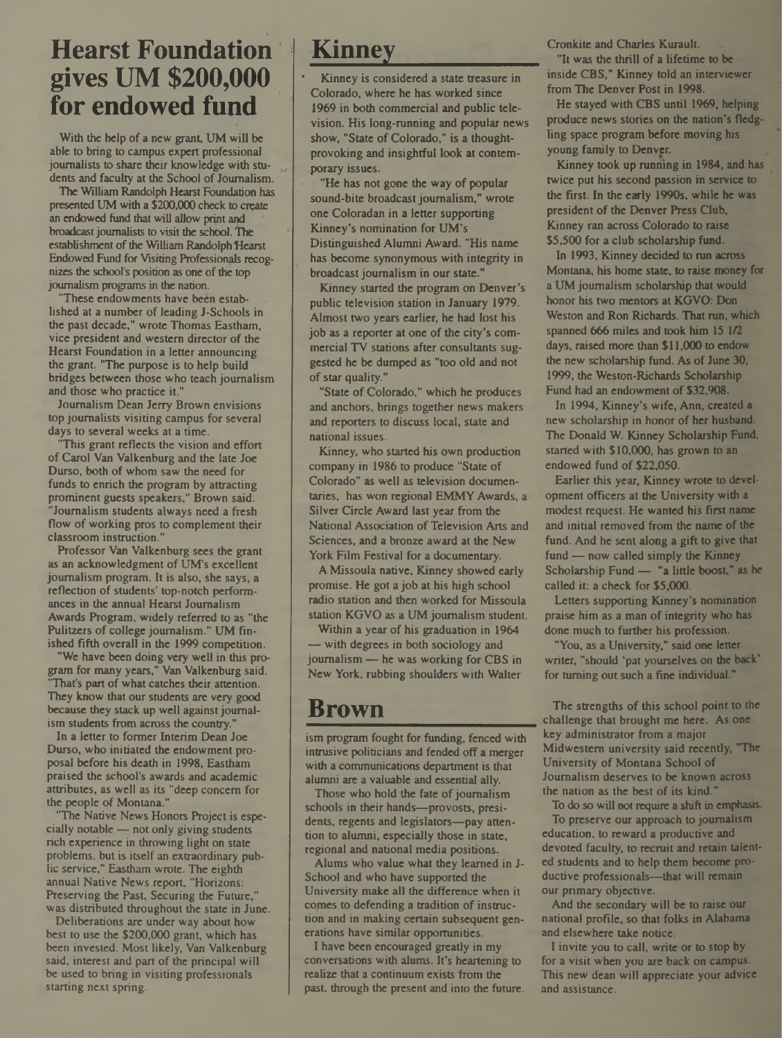# Hearst Foundation gives UM $200,000 for endowed fund

With the help of a new grant, UM will be able to bring to campus expert professional journalists to share their knowledge with students and faculty at the School of Journalism.

The William Randolph Hearst Foundation has presented UM with a $200,000 check to create an endowed fund that will allow print and broadcast journalists to visit the school. The establishment of the William Randolph Hearst Endowed Fund for Visiting Professionals recognizes the school's position as one of the top journalism programs in the nation.

"These endowments have been established at a number of leading J-Schools in the past decade," wrote Thomas Eastham, vice president and western director of the Hearst Foundation in a letter announcing the grant. "The purpose is to help build bridges between those who teach journalism and those who practice it."

Journalism Dean Jerry Brown envisions top journalists visiting campus for several days to several weeks at a time.

"This grant reflects the vision and effort of Carol Van Valkenburg and the late Joe Durso, both of whom saw the need for funds to enrich the program by attracting prominent guests speakers," Brown said. "Journalism students always need a fresh flow of working pros to complement their classroom instruction."

Professor Van Valkenburg sees the grant as an acknowledgment of UM's excellent journalism program. It is also, she says, a reflection of students' top-notch performances in the annual Hearst Journalism Awards Program, widely referred to as "the Pulitzers of college journalism." UM finished fifth overall in the 1999 competition.

"We have been doing very well in this program for many years," Van Valkenburg said. "That's part of what catches their attention. They know that our students are very good because they stack up well against journalism students from across the country."

In a letter to former Interim Dean Joe Durso, who initiated the endowment proposal before his death in 1998, Eastham praised the school's awards and academic attributes, as well as its "deep concern for the people of Montana."

"The Native News Honors Project is especially notable — not only giving students rich experience in throwing light on state problems, but is itself an extraordinary public service," Eastham wrote. The eighth annual Native News report, "Horizons: Preserving the Past, Securing the Future," was distributed throughout the state in June.

Deliberations are under way about how best to use the $200,000 grant, which has been invested. Most likely, Van Valkenburg said, interest and part of the principal will be used to bring in visiting professionals starting next spring.

# Kinney

Kinney is considered a state treasure in Colorado, where he has worked since 1969 in both commercial and public television. His long-running and popular news show, "State of Colorado," is a thought-provoking and insightful look at contemporary issues.

"He has not gone the way of popular sound-bite broadcast journalism," wrote one Coloradan in a letter supporting Kinney's nomination for UM's Distinguished Alumni Award. "His name has become synonymous with integrity in broadcast journalism in our state."

Kinney started the program on Denver's public television station in January 1979. Almost two years earlier, he had lost his job as a reporter at one of the city's commercial TV stations after consultants suggested he be dumped as "too old and not of star quality."

"State of Colorado," which he produces and anchors, brings together news makers and reporters to discuss local, state and national issues.

Kinney, who started his own production company in 1986 to produce "State of Colorado" as well as television documentaries, has won regional EMMY Awards, a Silver Circle Award last year from the National Association of Television Arts and Sciences, and a bronze award at the New York Film Festival for a documentary.

A Missoula native, Kinney showed early promise. He got a job at his high school radio station and then worked for Missoula station KGVO as a UM journalism student.

Within a year of his graduation in 1964 — with degrees in both sociology and journalism — he was working for CBS in New York, rubbing shoulders with Walter Cronkite and Charles Kuralt.

"It was the thrill of a lifetime to be inside CBS," Kinney told an interviewer from The Denver Post in 1998.

He stayed with CBS until 1969, helping produce news stories on the nation's fledgling space program before moving his young family to Denver.

Kinney took up running in 1984, and has twice put his second passion in service to the first. In the early 1990s, while he was president of the Denver Press Club, Kinney ran across Colorado to raise $5,500 for a club scholarship fund.

In 1993, Kinney decided to run across Montana, his home state, to raise money for a UM journalism scholarship that would honor his two mentors at KGVO: Don Weston and Ron Richards. That run, which spanned 666 miles and took him 15 1/2 days, raised more than $11,000 to endow the new scholarship fund. As of June 30, 1999, the Weston-Richards Scholarship Fund had an endowment of $32,908.

In 1994, Kinney's wife, Ann, created a new scholarship in honor of her husband. The Donald W. Kinney Scholarship Fund, started with $10,000, has grown to an endowed fund of $22,050.

Earlier this year, Kinney wrote to development officers at the University with a modest request. He wanted his first name and initial removed from the name of the fund. And he sent along a gift to give that fund — now called simply the Kinney Scholarship Fund — "a little boost," as he called it: a check for $5,000.

Letters supporting Kinney's nomination praise him as a man of integrity who has done much to further his profession.

"You, as a University," said one letter writer, "should 'pat yourselves on the back' for turning out such a fine individual."

# Brown

ism program fought for funding, fenced with intrusive politicians and fended off a merger with a communications department is that alumni are a valuable and essential ally.

Those who hold the fate of journalism schools in their hands—provosts, presidents, regents and legislators—pay attention to alumni, especially those in state, regional and national media positions.

Alums who value what they learned in J-School and who have supported the University make all the difference when it comes to defending a tradition of instruction and in making certain subsequent generations have similar opportunities.

I have been encouraged greatly in my conversations with alums. It's heartening to realize that a continuum exists from the past, through the present and into the future.

The strengths of this school point to the challenge that brought me here. As one key administrator from a major Midwestern university said recently, "The University of Montana School of Journalism deserves to be known across the nation as the best of its kind."

To do so will not require a shift in emphasis.

To preserve our approach to journalism education, to reward a productive and devoted faculty, to recruit and retain talented students and to help them become productive professionals—that will remain our primary objective.

And the secondary will be to raise our national profile, so that folks in Alabama and elsewhere take notice.

I invite you to call, write or to stop by for a visit when you are back on campus. This new dean will appreciate your advice and assistance.